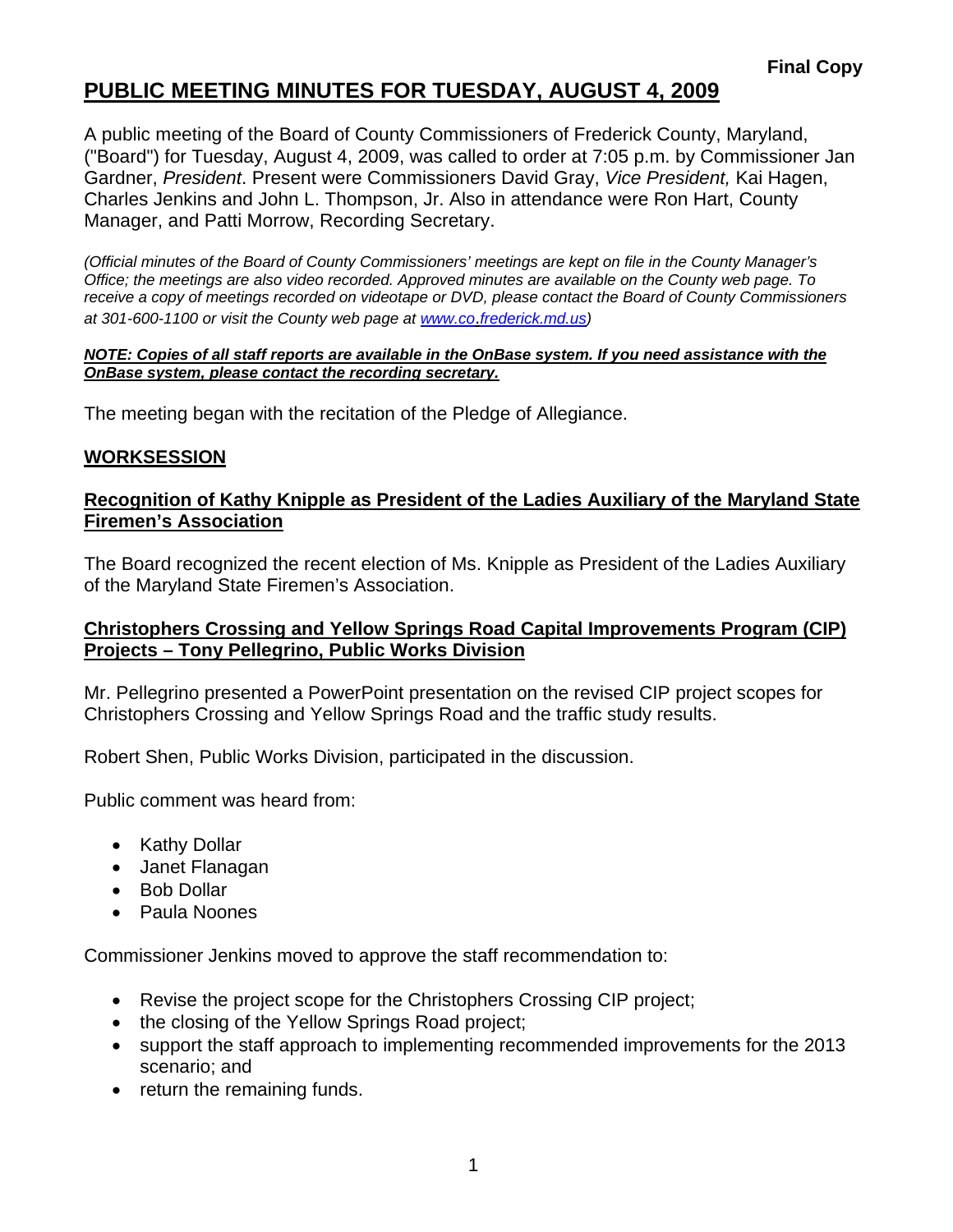**Final Copy**

# PUBLIC MEETING MINUTES FOR TUESDAY, AUGUST 4, 2009

A public meeting of the Board of County Commissioners of Frederick County, Maryland, ("Board") for Tuesday, August 4, 2009, was called to order at 7:05 p.m. by Commissioner Jan Gardner, *President*. Present were Commissioners David Gray, *Vice President,* Kai Hagen, Charles Jenkins and John L. Thompson, Jr. Also in attendance were Ron Hart, County Manager, and Patti Morrow, Recording Secretary.

*(Official minutes of the Board of County Commissioners' meetings are kept on file in the County Manager's Office; the meetings are also video recorded. Approved minutes are available on the County web page. To receive a copy of meetings recorded on videotape or DVD, please contact the Board of County Commissioners at 301-600-1100 or visit the County web page at www.co.frederick.md.us)*

***NOTE: Copies of all staff reports are available in the OnBase system. If you need assistance with the OnBase system, please contact the recording secretary.***

The meeting began with the recitation of the Pledge of Allegiance.

## WORKSESSION

### Recognition of Kathy Knipple as President of the Ladies Auxiliary of the Maryland State Firemen's Association

The Board recognized the recent election of Ms. Knipple as President of the Ladies Auxiliary of the Maryland State Firemen's Association.

### Christophers Crossing and Yellow Springs Road Capital Improvements Program (CIP) Projects – Tony Pellegrino, Public Works Division

Mr. Pellegrino presented a PowerPoint presentation on the revised CIP project scopes for Christophers Crossing and Yellow Springs Road and the traffic study results.

Robert Shen, Public Works Division, participated in the discussion.

Public comment was heard from:

- Kathy Dollar
- Janet Flanagan
- Bob Dollar
- Paula Noones

Commissioner Jenkins moved to approve the staff recommendation to:

- Revise the project scope for the Christophers Crossing CIP project;
- the closing of the Yellow Springs Road project;
- support the staff approach to implementing recommended improvements for the 2013 scenario; and
- return the remaining funds.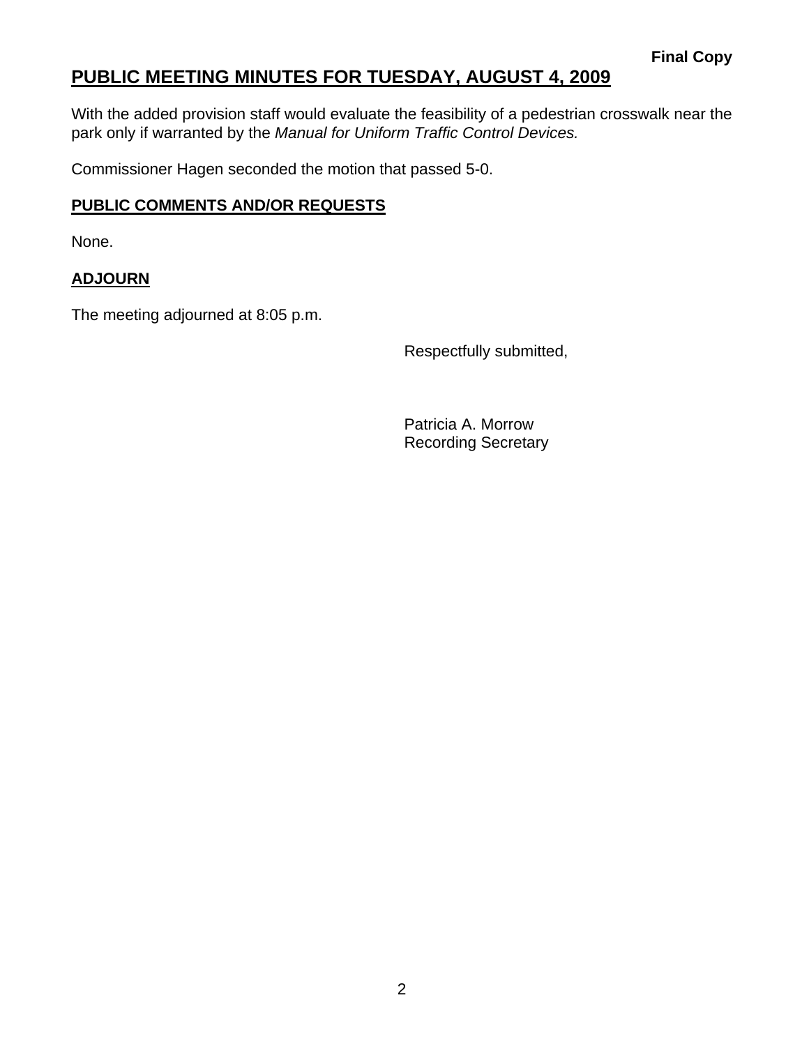**Final Copy**

## PUBLIC MEETING MINUTES FOR TUESDAY, AUGUST 4, 2009

With the added provision staff would evaluate the feasibility of a pedestrian crosswalk near the park only if warranted by the *Manual for Uniform Traffic Control Devices.*

Commissioner Hagen seconded the motion that passed 5-0.

### PUBLIC COMMENTS AND/OR REQUESTS

None.

### ADJOURN

The meeting adjourned at 8:05 p.m.

Respectfully submitted,

Patricia A. Morrow
Recording Secretary